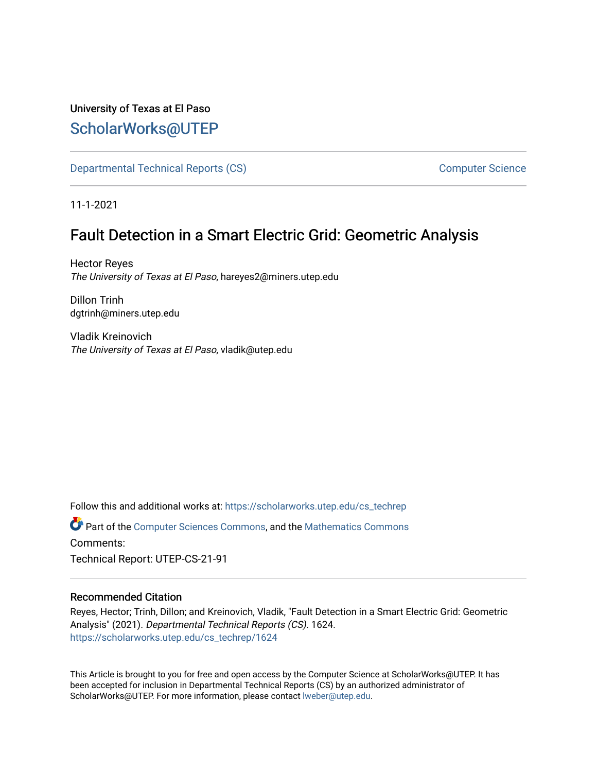University of Texas at El Paso

# ScholarWorks@UTEP

Departmental Technical Reports (CS) — Computer Science

11-1-2021

## Fault Detection in a Smart Electric Grid: Geometric Analysis

Hector Reyes
*The University of Texas at El Paso*, hareyes2@miners.utep.edu

Dillon Trinh
dgtrinh@miners.utep.edu

Vladik Kreinovich
*The University of Texas at El Paso*, vladik@utep.edu

Follow this and additional works at: https://scholarworks.utep.edu/cs_techrep

Part of the Computer Sciences Commons, and the Mathematics Commons

Comments:

Technical Report: UTEP-CS-21-91

### Recommended Citation

Reyes, Hector; Trinh, Dillon; and Kreinovich, Vladik, "Fault Detection in a Smart Electric Grid: Geometric Analysis" (2021). *Departmental Technical Reports (CS)*. 1624.
https://scholarworks.utep.edu/cs_techrep/1624

This Article is brought to you for free and open access by the Computer Science at ScholarWorks@UTEP. It has been accepted for inclusion in Departmental Technical Reports (CS) by an authorized administrator of ScholarWorks@UTEP. For more information, please contact lweber@utep.edu.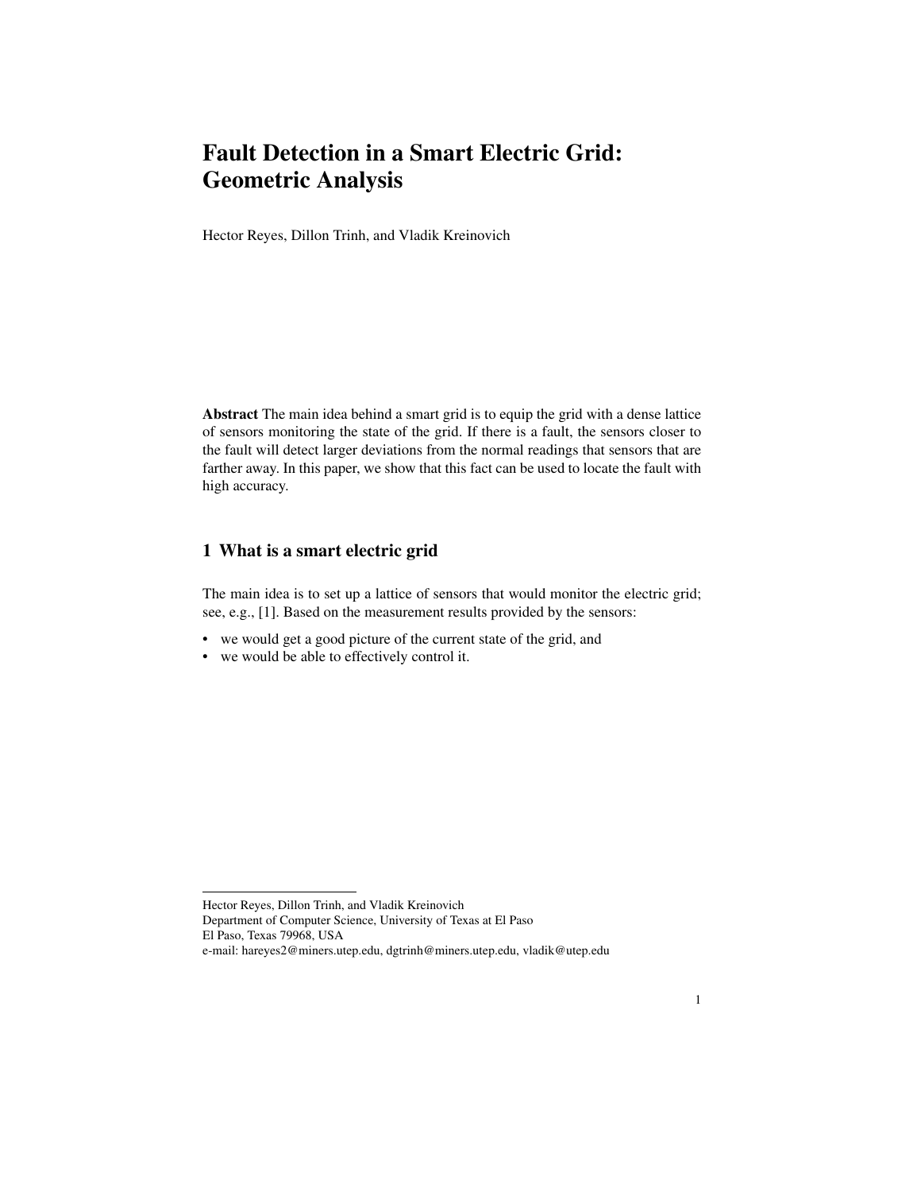# Fault Detection in a Smart Electric Grid: Geometric Analysis

Hector Reyes, Dillon Trinh, and Vladik Kreinovich

**Abstract** The main idea behind a smart grid is to equip the grid with a dense lattice of sensors monitoring the state of the grid. If there is a fault, the sensors closer to the fault will detect larger deviations from the normal readings that sensors that are farther away. In this paper, we show that this fact can be used to locate the fault with high accuracy.

## 1 What is a smart electric grid

The main idea is to set up a lattice of sensors that would monitor the electric grid; see, e.g., [1]. Based on the measurement results provided by the sensors:

- we would get a good picture of the current state of the grid, and
- we would be able to effectively control it.

---

Hector Reyes, Dillon Trinh, and Vladik Kreinovich
Department of Computer Science, University of Texas at El Paso
El Paso, Texas 79968, USA
e-mail: hareyes2@miners.utep.edu, dgtrinh@miners.utep.edu, vladik@utep.edu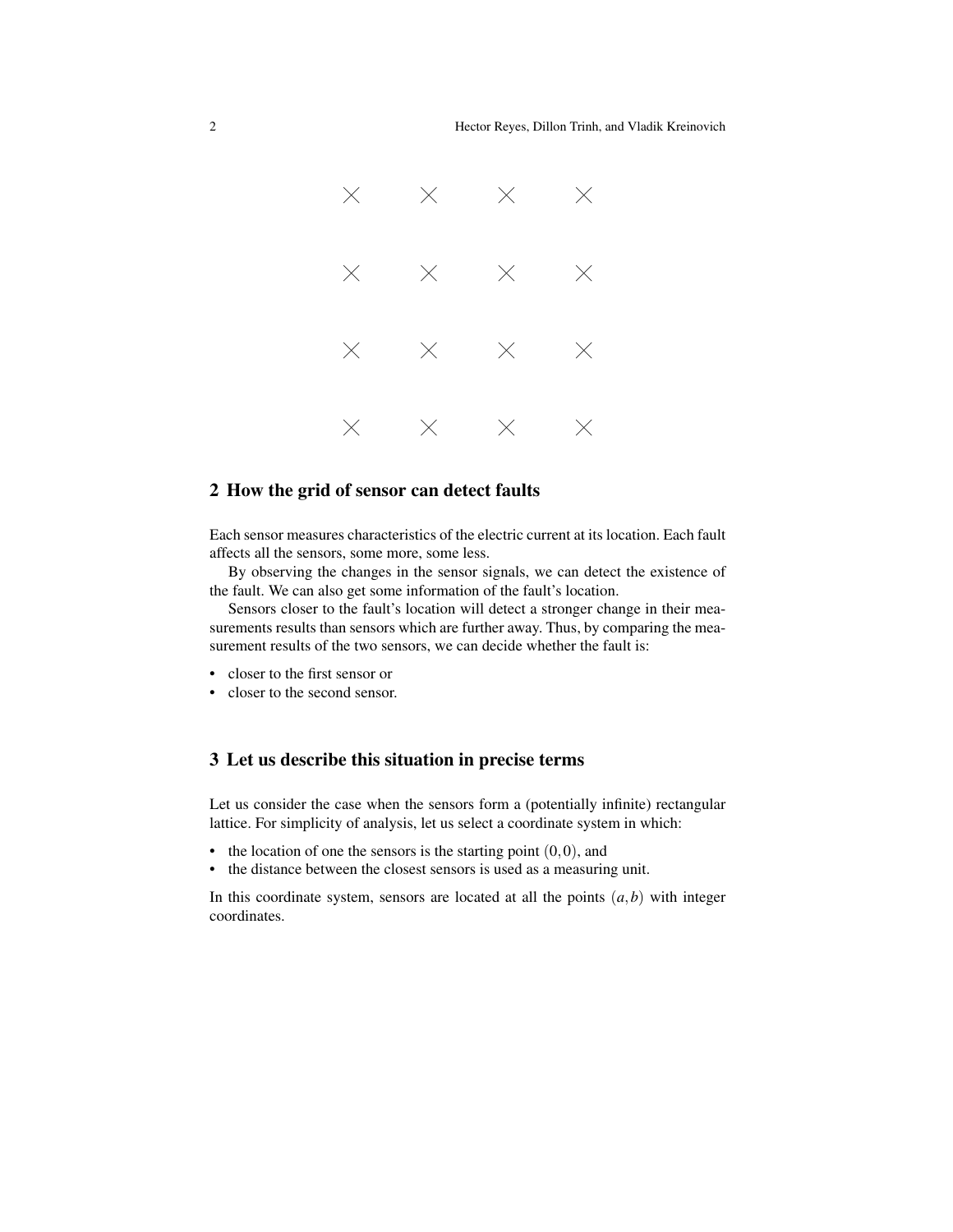## 2 How the grid of sensor can detect faults

Each sensor measures characteristics of the electric current at its location. Each fault affects all the sensors, some more, some less.

By observing the changes in the sensor signals, we can detect the existence of the fault. We can also get some information of the fault's location.

Sensors closer to the fault's location will detect a stronger change in their measurements results than sensors which are further away. Thus, by comparing the measurement results of the two sensors, we can decide whether the fault is:

- closer to the first sensor or
- closer to the second sensor.

## 3 Let us describe this situation in precise terms

Let us consider the case when the sensors form a (potentially infinite) rectangular lattice. For simplicity of analysis, let us select a coordinate system in which:

- the location of one the sensors is the starting point $(0,0)$, and
- the distance between the closest sensors is used as a measuring unit.

In this coordinate system, sensors are located at all the points $(a,b)$ with integer coordinates.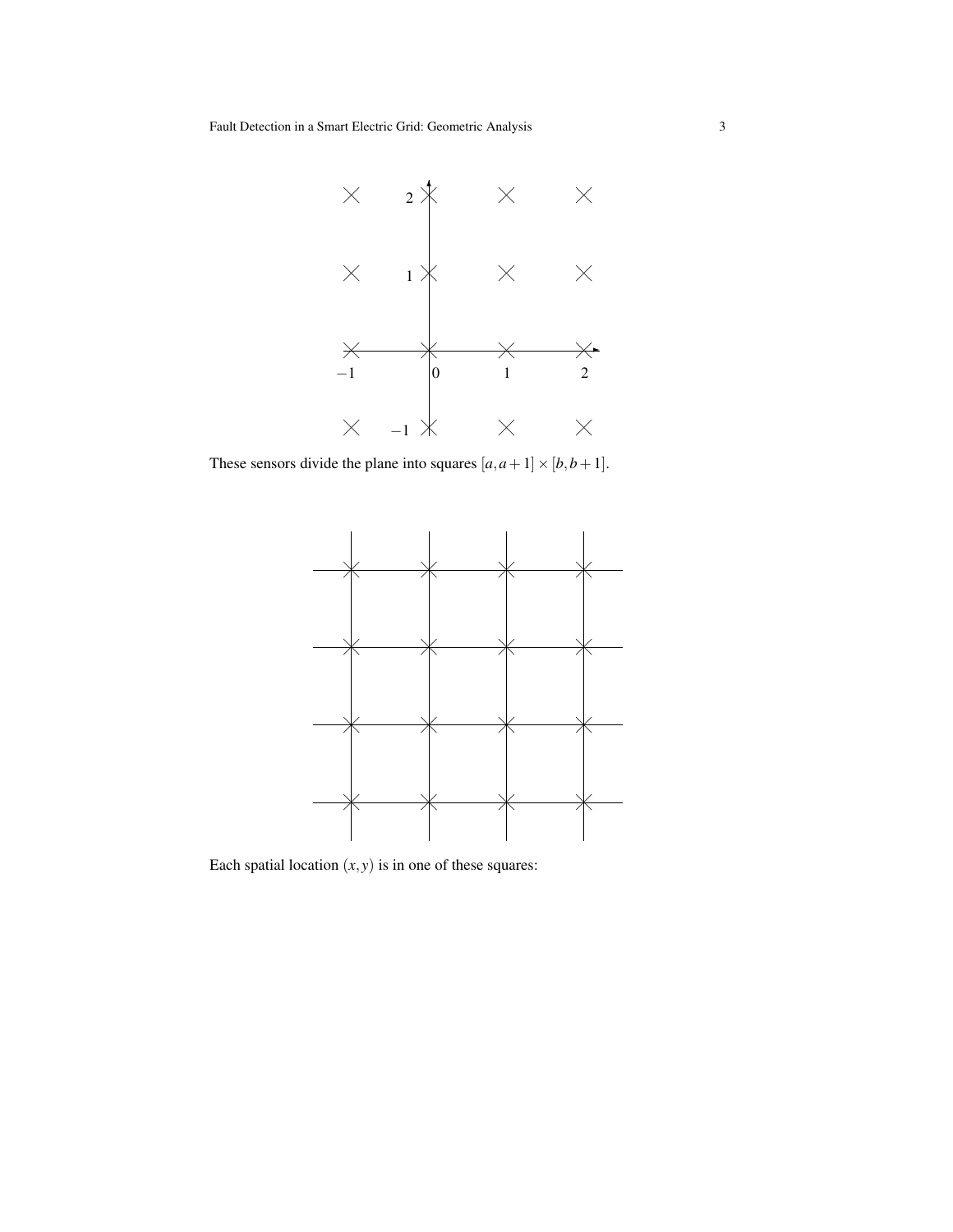These sensors divide the plane into squares $[a, a+1] \times [b, b+1]$.

Each spatial location $(x, y)$ is in one of these squares: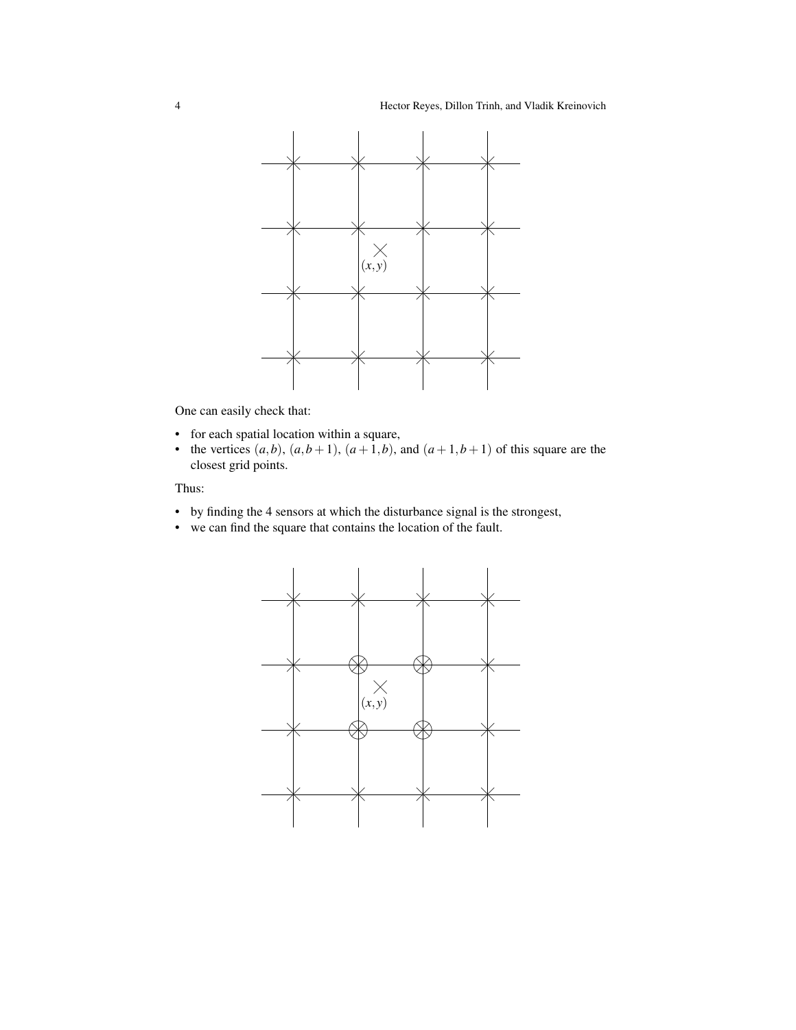One can easily check that:

- for each spatial location within a square,
- the vertices $(a,b)$, $(a,b+1)$, $(a+1,b)$, and $(a+1,b+1)$ of this square are the closest grid points.

Thus:

- by finding the 4 sensors at which the disturbance signal is the strongest,
- we can find the square that contains the location of the fault.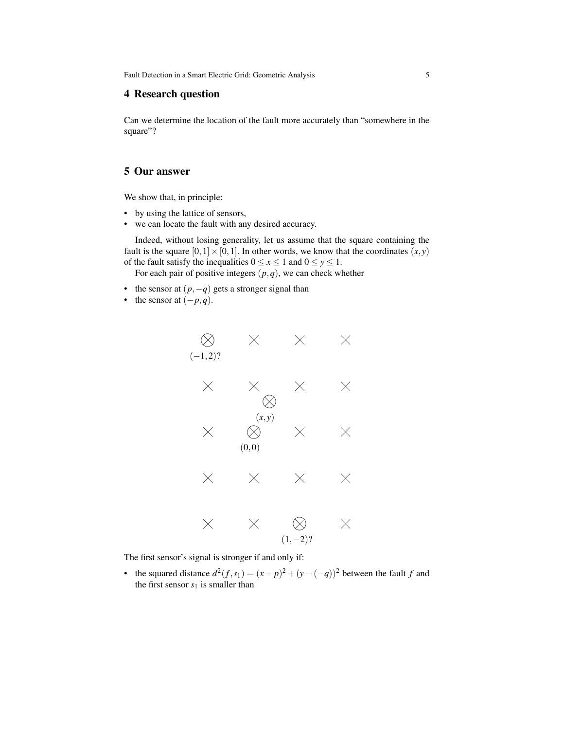## 4 Research question

Can we determine the location of the fault more accurately than "somewhere in the square"?

## 5 Our answer

We show that, in principle:

- by using the lattice of sensors,
- we can locate the fault with any desired accuracy.

Indeed, without losing generality, let us assume that the square containing the fault is the square $[0,1] \times [0,1]$. In other words, we know that the coordinates $(x,y)$ of the fault satisfy the inequalities $0 \le x \le 1$ and $0 \le y \le 1$.

For each pair of positive integers $(p,q)$, we can check whether

- the sensor at $(p,-q)$ gets a stronger signal than
- the sensor at $(-p,q)$.

$(-1,2)$?

$(x,y)$

$(0,0)$

$(1,-2)$?

The first sensor's signal is stronger if and only if:

- the squared distance $d^2(f,s_1) = (x-p)^2 + (y-(-q))^2$ between the fault $f$ and the first sensor $s_1$ is smaller than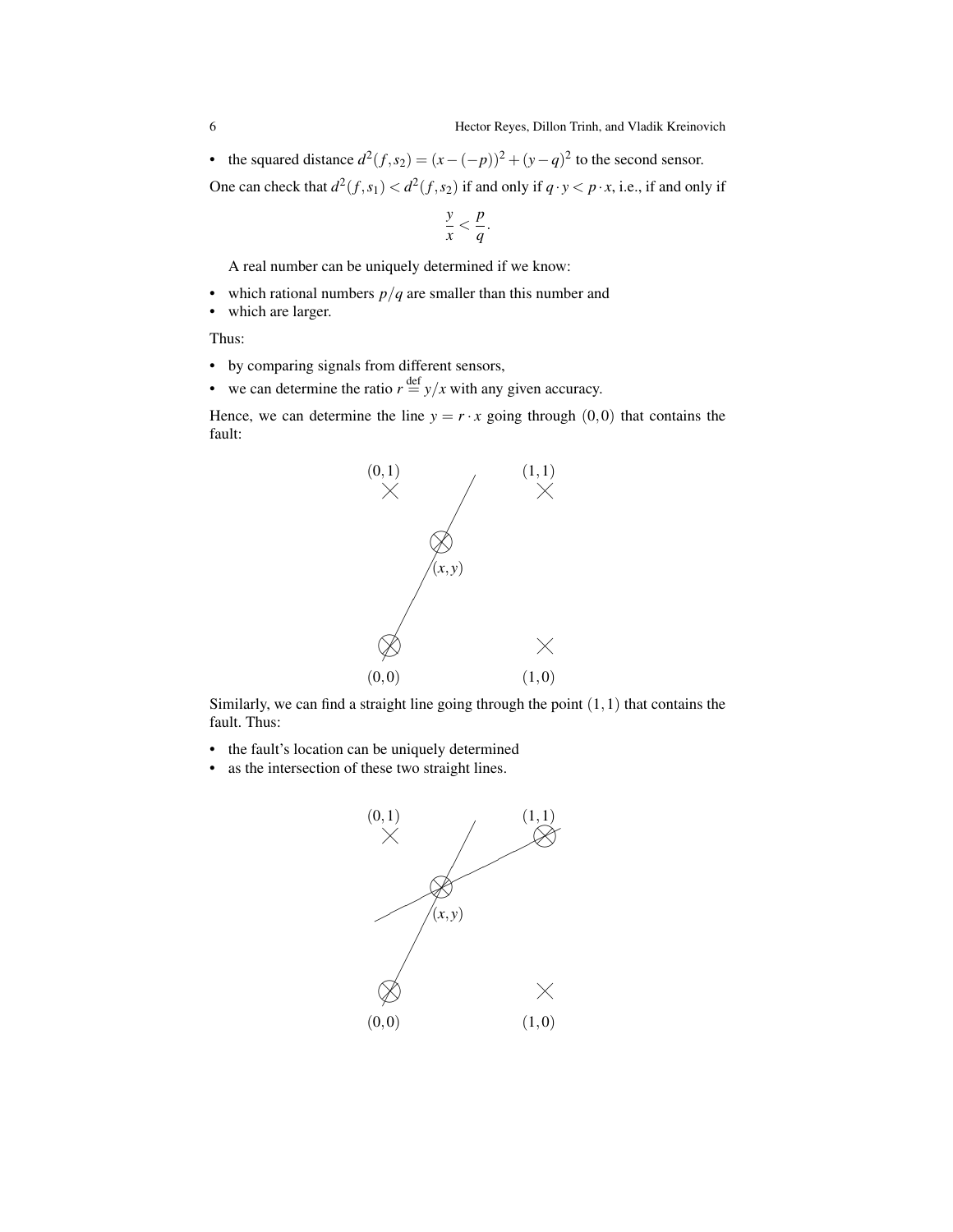- the squared distance $d^2(f,s_2) = (x-(-p))^2 + (y-q)^2$ to the second sensor.

One can check that $d^2(f,s_1) < d^2(f,s_2)$ if and only if $q \cdot y < p \cdot x$, i.e., if and only if

$$\frac{y}{x} < \frac{p}{q}.$$

A real number can be uniquely determined if we know:

- which rational numbers $p/q$ are smaller than this number and
- which are larger.

Thus:

- by comparing signals from different sensors,
- we can determine the ratio $r \stackrel{\text{def}}{=} y/x$ with any given accuracy.

Hence, we can determine the line $y = r \cdot x$ going through $(0,0)$ that contains the fault:

Similarly, we can find a straight line going through the point $(1,1)$ that contains the fault. Thus:

- the fault's location can be uniquely determined
- as the intersection of these two straight lines.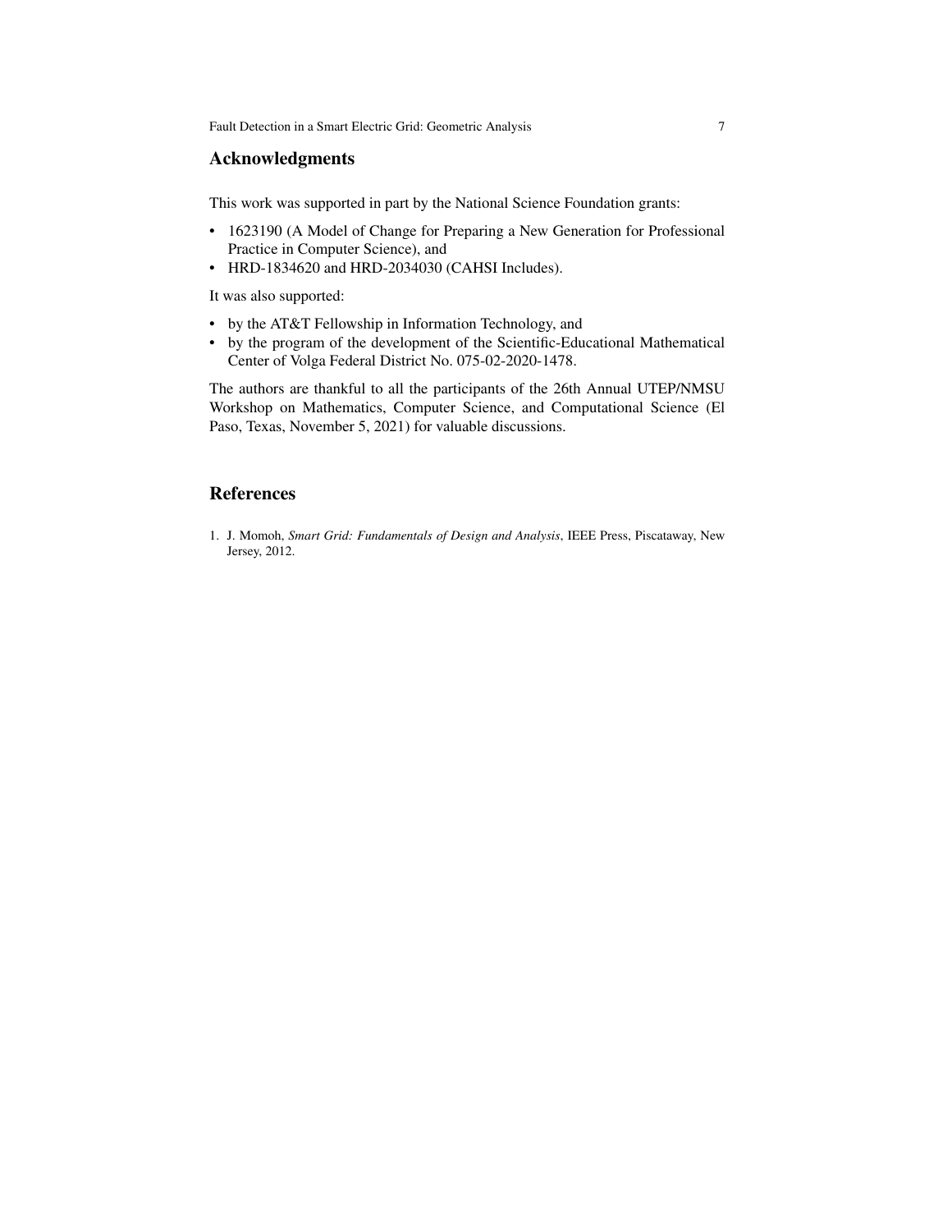## Acknowledgments

This work was supported in part by the National Science Foundation grants:

- 1623190 (A Model of Change for Preparing a New Generation for Professional Practice in Computer Science), and
- HRD-1834620 and HRD-2034030 (CAHSI Includes).

It was also supported:

- by the AT&T Fellowship in Information Technology, and
- by the program of the development of the Scientific-Educational Mathematical Center of Volga Federal District No. 075-02-2020-1478.

The authors are thankful to all the participants of the 26th Annual UTEP/NMSU Workshop on Mathematics, Computer Science, and Computational Science (El Paso, Texas, November 5, 2021) for valuable discussions.

## References

1. J. Momoh, *Smart Grid: Fundamentals of Design and Analysis*, IEEE Press, Piscataway, New Jersey, 2012.